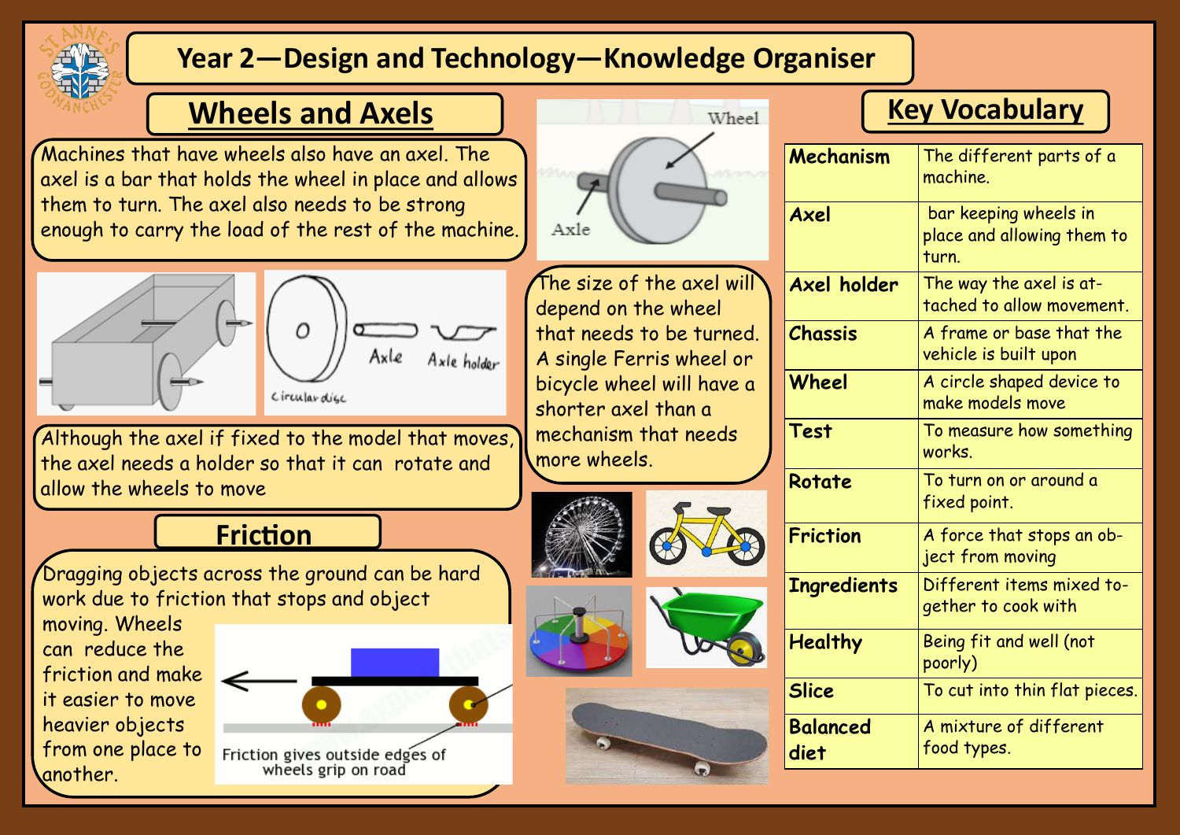# Year 2—Design and Technology—Knowledge Organiser

## Wheels and Axels

Machines that have wheels also have an axel. The axel is a bar that holds the wheel in place and allows them to turn. The axel also needs to be strong enough to carry the load of the rest of the machine.

Although the axel if fixed to the model that moves, the axel needs a holder so that it can rotate and allow the wheels to move

The size of the axel will depend on the wheel that needs to be turned. A single Ferris wheel or bicycle wheel will have a shorter axel than a mechanism that needs more wheels.

## Friction

Dragging objects across the ground can be hard work due to friction that stops and object moving. Wheels can reduce the friction and make it easier to move heavier objects from one place to another.

Friction gives outside edges of wheels grip on road

## Key Vocabulary

| | |
|---|---|
| **Mechanism** | The different parts of a machine. |
| **Axel** | bar keeping wheels in place and allowing them to turn. |
| **Axel holder** | The way the axel is attached to allow movement. |
| **Chassis** | A frame or base that the vehicle is built upon |
| **Wheel** | A circle shaped device to make models move |
| **Test** | To measure how something works. |
| **Rotate** | To turn on or around a fixed point. |
| **Friction** | A force that stops an object from moving |
| **Ingredients** | Different items mixed together to cook with |
| **Healthy** | Being fit and well (not poorly) |
| **Slice** | To cut into thin flat pieces. |
| **Balanced diet** | A mixture of different food types. |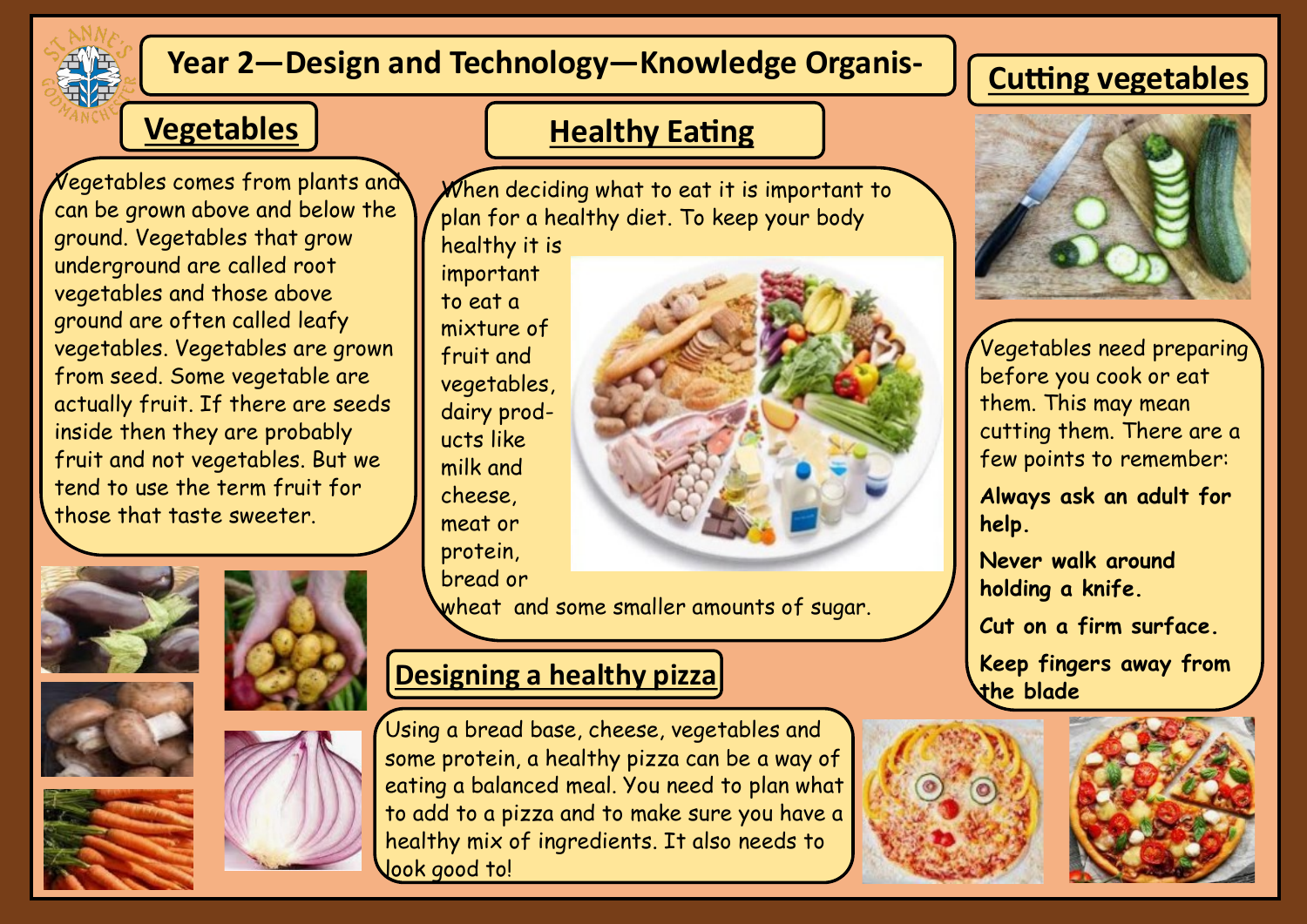# Year 2—Design and Technology—Knowledge Organis-

## Vegetables

Vegetables comes from plants and can be grown above and below the ground. Vegetables that grow underground are called root vegetables and those above ground are often called leafy vegetables. Vegetables are grown from seed. Some vegetable are actually fruit. If there are seeds inside then they are probably fruit and not vegetables. But we tend to use the term fruit for those that taste sweeter.

## Healthy Eating

When deciding what to eat it is important to plan for a healthy diet. To keep your body healthy it is important to eat a mixture of fruit and vegetables, dairy prod-ucts like milk and cheese, meat or protein, bread or wheat and some smaller amounts of sugar.

## Designing a healthy pizza

Using a bread base, cheese, vegetables and some protein, a healthy pizza can be a way of eating a balanced meal. You need to plan what to add to a pizza and to make sure you have a healthy mix of ingredients. It also needs to look good to!

## Cutting vegetables

Vegetables need preparing before you cook or eat them. This may mean cutting them. There are a few points to remember:

**Always ask an adult for help.**

**Never walk around holding a knife.**

**Cut on a firm surface.**

**Keep fingers away from the blade**